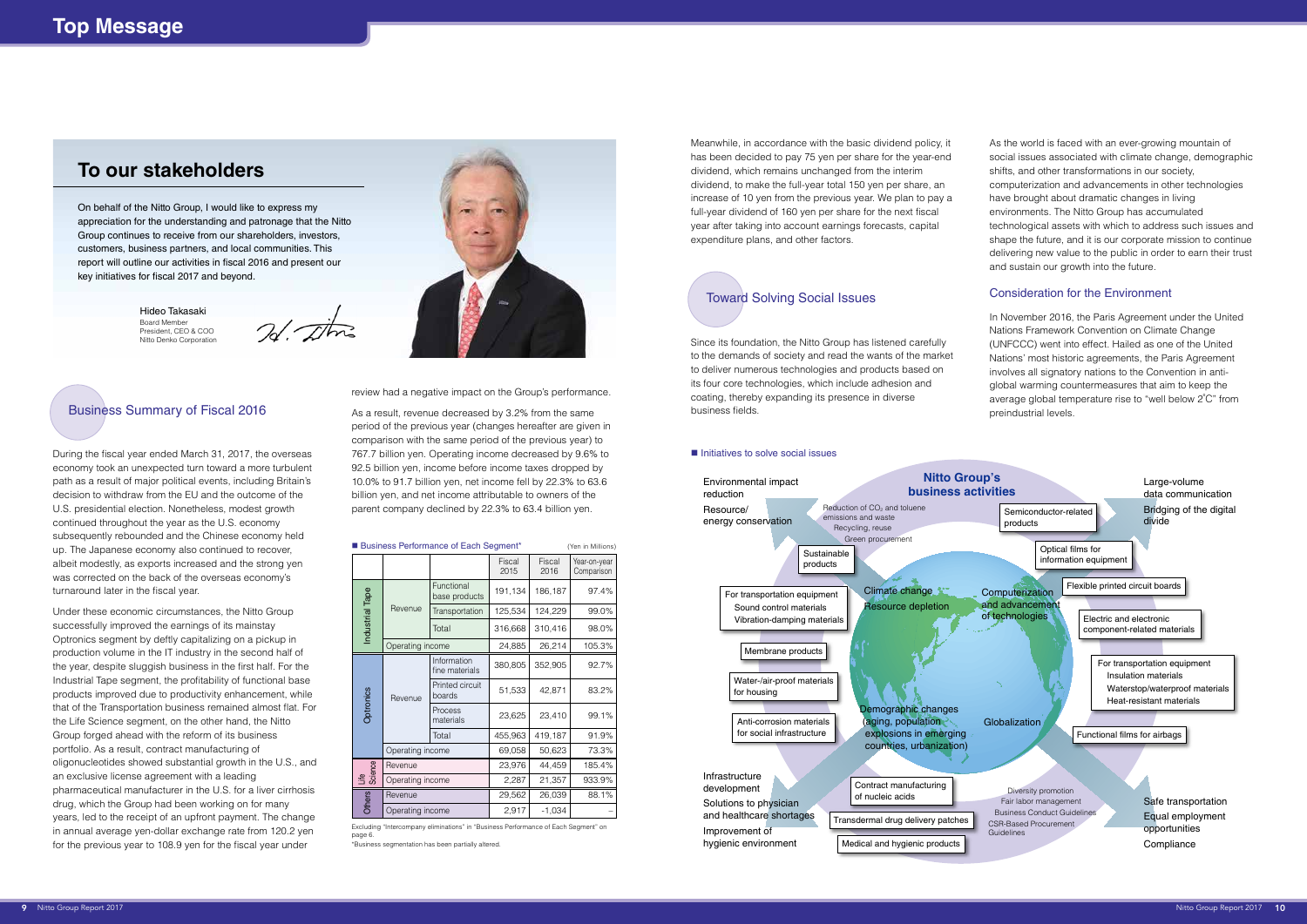# Top Message

## To our stakeholders

On behalf of the Nitto Group, I would like to express my appreciation for the understanding and patronage that the Nitto Group continues to receive from our shareholders, investors, customers, business partners, and local communities. This report will outline our activities in fiscal 2016 and present our key initiatives for fiscal 2017 and beyond.

Hideo Takasaki
Board Member
President, CEO & COO
Nitto Denko Corporation

## Business Summary of Fiscal 2016

During the fiscal year ended March 31, 2017, the overseas economy took an unexpected turn toward a more turbulent path as a result of major political events, including Britain's decision to withdraw from the EU and the outcome of the U.S. presidential election. Nonetheless, modest growth continued throughout the year as the U.S. economy subsequently rebounded and the Chinese economy held up. The Japanese economy also continued to recover, albeit modestly, as exports increased and the strong yen was corrected on the back of the overseas economy's turnaround later in the fiscal year.

Under these economic circumstances, the Nitto Group successfully improved the earnings of its mainstay Optronics segment by deftly capitalizing on a pickup in production volume in the IT industry in the second half of the year, despite sluggish business in the first half. For the Industrial Tape segment, the profitability of functional base products improved due to productivity enhancement, while that of the Transportation business remained almost flat. For the Life Science segment, on the other hand, the Nitto Group forged ahead with the reform of its business portfolio. As a result, contract manufacturing of oligonucleotides showed substantial growth in the U.S., and an exclusive license agreement with a leading pharmaceutical manufacturer in the U.S. for a liver cirrhosis drug, which the Group had been working on for many years, led to the receipt of an upfront payment. The change in annual average yen-dollar exchange rate from 120.2 yen for the previous year to 108.9 yen for the fiscal year under review had a negative impact on the Group's performance.

As a result, revenue decreased by 3.2% from the same period of the previous year (changes hereafter are given in comparison with the same period of the previous year) to 767.7 billion yen. Operating income decreased by 9.6% to 92.5 billion yen, income before income taxes dropped by 10.0% to 91.7 billion yen, net income fell by 22.3% to 63.6 billion yen, and net income attributable to owners of the parent company declined by 22.3% to 63.4 billion yen.

■ Business Performance of Each Segment* (Yen in Millions)

| | | | Fiscal 2015 | Fiscal 2016 | Year-on-year Comparison |
|---|---|---|---|---|---|
| Industrial Tape | Revenue | Functional base products | 191,134 | 186,187 | 97.4% |
| | | Transportation | 125,534 | 124,229 | 99.0% |
| | | Total | 316,668 | 310,416 | 98.0% |
| | Operating income | | 24,885 | 26,214 | 105.3% |
| Optronics | Revenue | Information fine materials | 380,805 | 352,905 | 92.7% |
| | | Printed circuit boards | 51,533 | 42,871 | 83.2% |
| | | Process materials | 23,625 | 23,410 | 99.1% |
| | | Total | 455,963 | 419,187 | 91.9% |
| | Operating income | | 69,058 | 50,623 | 73.3% |
| Life Science | Revenue | | 23,976 | 44,459 | 185.4% |
| | Operating income | | 2,287 | 21,357 | 933.9% |
| Others | Revenue | | 29,562 | 26,039 | 88.1% |
| | Operating income | | 2,917 | -1,034 | – |

Excluding "Intercompany eliminations" in "Business Performance of Each Segment" on page 6.
*Business segmentation has been partially altered.

Meanwhile, in accordance with the basic dividend policy, it has been decided to pay 75 yen per share for the year-end dividend, which remains unchanged from the interim dividend, to make the full-year total 150 yen per share, an increase of 10 yen from the previous year. We plan to pay a full-year dividend of 160 yen per share for the next fiscal year after taking into account earnings forecasts, capital expenditure plans, and other factors.

## Toward Solving Social Issues

Since its foundation, the Nitto Group has listened carefully to the demands of society and read the wants of the market to deliver numerous technologies and products based on its four core technologies, which include adhesion and coating, thereby expanding its presence in diverse business fields.

■ Initiatives to solve social issues

Nitto Group's business activities

- Environmental impact reduction
- Resource/energy conservation
- Reduction of $CO_2$ and toluene emissions and waste
- Recycling, reuse
- Green procurement
- Sustainable products
- Climate change
- Resource depletion
- For transportation equipment: Sound control materials, Vibration-damping materials
- Membrane products
- Water-/air-proof materials for housing
- Anti-corrosion materials for social infrastructure
- Demographic changes (aging, population explosions in emerging countries, urbanization)
- Infrastructure development
- Solutions to physician and healthcare shortages
- Improvement of hygienic environment
- Contract manufacturing of nucleic acids
- Transdermal drug delivery patches
- Medical and hygienic products
- Large-volume data communication
- Bridging of the digital divide
- Semiconductor-related products
- Optical films for information equipment
- Flexible printed circuit boards
- Computerization and advancement of technologies
- Electric and electronic component-related materials
- For transportation equipment: Insulation materials, Waterstop/waterproof materials, Heat-resistant materials
- Globalization
- Functional films for airbags
- Diversity promotion
- Fair labor management
- Business Conduct Guidelines
- CSR-Based Procurement Guidelines
- Safe transportation
- Equal employment opportunities
- Compliance

As the world is faced with an ever-growing mountain of social issues associated with climate change, demographic shifts, and other transformations in our society, computerization and advancements in other technologies have brought about dramatic changes in living environments. The Nitto Group has accumulated technological assets with which to address such issues and shape the future, and it is our corporate mission to continue delivering new value to the public in order to earn their trust and sustain our growth into the future.

### Consideration for the Environment

In November 2016, the Paris Agreement under the United Nations Framework Convention on Climate Change (UNFCCC) went into effect. Hailed as one of the United Nations' most historic agreements, the Paris Agreement involves all signatory nations to the Convention in anti-global warming countermeasures that aim to keep the average global temperature rise to "well below 2˚C" from preindustrial levels.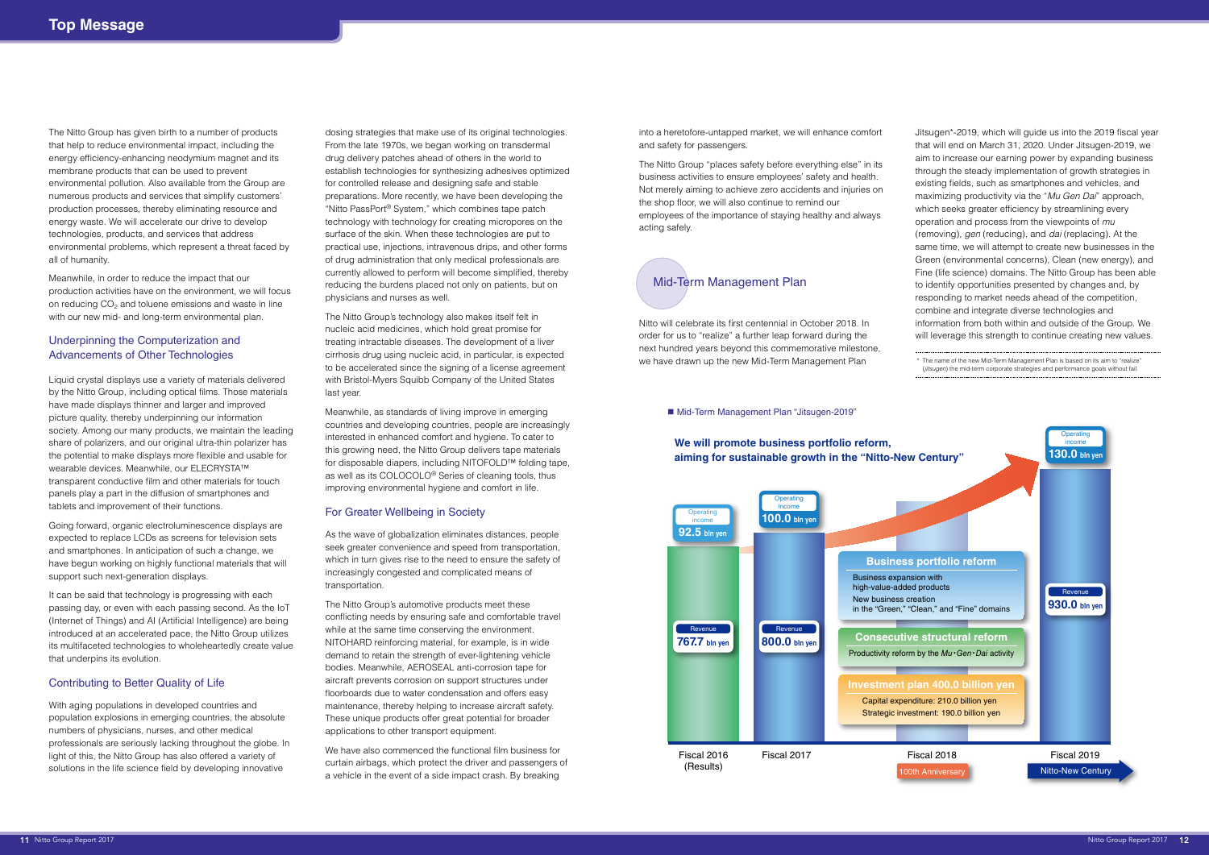The Nitto Group has given birth to a number of products that help to reduce environmental impact, including the energy efficiency-enhancing neodymium magnet and its membrane products that can be used to prevent environmental pollution. Also available from the Group are numerous products and services that simplify customers' production processes, thereby eliminating resource and energy waste. We will accelerate our drive to develop technologies, products, and services that address environmental problems, which represent a threat faced by all of humanity.

Meanwhile, in order to reduce the impact that our production activities have on the environment, we will focus on reducing $CO_2$ and toluene emissions and waste in line with our new mid- and long-term environmental plan.

## Underpinning the Computerization and Advancements of Other Technologies

Liquid crystal displays use a variety of materials delivered by the Nitto Group, including optical films. Those materials have made displays thinner and larger and improved picture quality, thereby underpinning our information society. Among our many products, we maintain the leading share of polarizers, and our original ultra-thin polarizer has the potential to make displays more flexible and usable for wearable devices. Meanwhile, our ELECRYSTA™ transparent conductive film and other materials for touch panels play a part in the diffusion of smartphones and tablets and improvement of their functions.

Going forward, organic electroluminescence displays are expected to replace LCDs as screens for television sets and smartphones. In anticipation of such a change, we have begun working on highly functional materials that will support such next-generation displays.

It can be said that technology is progressing with each passing day, or even with each passing second. As the IoT (Internet of Things) and AI (Artificial Intelligence) are being introduced at an accelerated pace, the Nitto Group utilizes its multifaceted technologies to wholeheartedly create value that underpins its evolution.

## Contributing to Better Quality of Life

With aging populations in developed countries and population explosions in emerging countries, the absolute numbers of physicians, nurses, and other medical professionals are seriously lacking throughout the globe. In light of this, the Nitto Group has also offered a variety of solutions in the life science field by developing innovative dosing strategies that make use of its original technologies. From the late 1970s, we began working on transdermal drug delivery patches ahead of others in the world to establish technologies for synthesizing adhesives optimized for controlled release and designing safe and stable preparations. More recently, we have been developing the "Nitto PassPort® System," which combines tape patch technology with technology for creating micropores on the surface of the skin. When these technologies are put to practical use, injections, intravenous drips, and other forms of drug administration that only medical professionals are currently allowed to perform will become simplified, thereby reducing the burdens placed not only on patients, but on physicians and nurses as well.

The Nitto Group's technology also makes itself felt in nucleic acid medicines, which hold great promise for treating intractable diseases. The development of a liver cirrhosis drug using nucleic acid, in particular, is expected to be accelerated since the signing of a license agreement with Bristol-Myers Squibb Company of the United States last year.

Meanwhile, as standards of living improve in emerging countries and developing countries, people are increasingly interested in enhanced comfort and hygiene. To cater to this growing need, the Nitto Group delivers tape materials for disposable diapers, including NITOFOLD™ folding tape, as well as its COLOCOLO® Series of cleaning tools, thus improving environmental hygiene and comfort in life.

## For Greater Wellbeing in Society

As the wave of globalization eliminates distances, people seek greater convenience and speed from transportation, which in turn gives rise to the need to ensure the safety of increasingly congested and complicated means of transportation.

The Nitto Group's automotive products meet these conflicting needs by ensuring safe and comfortable travel while at the same time conserving the environment. NITOHARD reinforcing material, for example, is in wide demand to retain the strength of ever-lightening vehicle bodies. Meanwhile, AEROSEAL anti-corrosion tape for aircraft prevents corrosion on support structures under floorboards due to water condensation and offers easy maintenance, thereby helping to increase aircraft safety. These unique products offer great potential for broader applications to other transport equipment.

We have also commenced the functional film business for curtain airbags, which protect the driver and passengers of a vehicle in the event of a side impact crash. By breaking into a heretofore-untapped market, we will enhance comfort and safety for passengers.

The Nitto Group "places safety before everything else" in its business activities to ensure employees' safety and health. Not merely aiming to achieve zero accidents and injuries on the shop floor, we will also continue to remind our employees of the importance of staying healthy and always acting safely.

## Mid-Term Management Plan

Nitto will celebrate its first centennial in October 2018. In order for us to "realize" a further leap forward during the next hundred years beyond this commemorative milestone, we have drawn up the new Mid-Term Management Plan Jitsugen*-2019, which will guide us into the 2019 fiscal year that will end on March 31, 2020. Under Jitsugen-2019, we aim to increase our earning power by expanding business through the steady implementation of growth strategies in existing fields, such as smartphones and vehicles, and maximizing productivity via the "*Mu Gen Dai*" approach, which seeks greater efficiency by streamlining every operation and process from the viewpoints of *mu* (removing), *gen* (reducing), and *dai* (replacing). At the same time, we will attempt to create new businesses in the Green (environmental concerns), Clean (new energy), and Fine (life science) domains. The Nitto Group has been able to identify opportunities presented by changes and, by responding to market needs ahead of the competition, combine and integrate diverse technologies and information from both within and outside of the Group. We will leverage this strength to continue creating new values.

\* The name of the new Mid-Term Management Plan is based on its aim to "realize" (*jitsugen*) the mid-term corporate strategies and performance goals without fail.

■ Mid-Term Management Plan "Jitsugen-2019"

**We will promote business portfolio reform, aiming for sustainable growth in the "Nitto-New Century"**

| | Fiscal 2016 (Results) | Fiscal 2017 | Fiscal 2018 (100th Anniversary) | Fiscal 2019 (Nitto-New Century) |
|---|---|---|---|---|
| Operating income | 92.5 bln yen | 100.0 bln yen | | 130.0 bln yen |
| Revenue | 767.7 bln yen | 800.0 bln yen | | 930.0 bln yen |

**Business portfolio reform**
- Business expansion with high-value-added products
- New business creation in the "Green," "Clean," and "Fine" domains

**Consecutive structural reform**
- Productivity reform by the *Mu・Gen・Dai* activity

**Investment plan 400.0 billion yen**
- Capital expenditure: 210.0 billion yen
- Strategic investment: 190.0 billion yen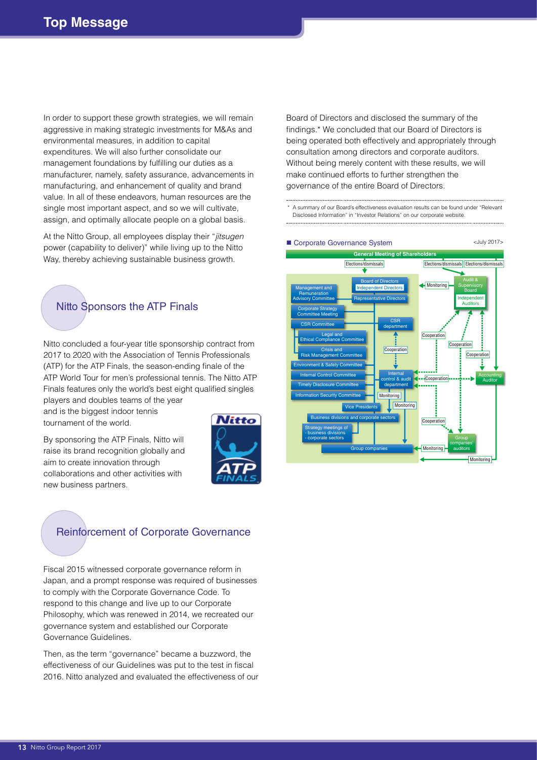## Top Message

In order to support these growth strategies, we will remain aggressive in making strategic investments for M&As and environmental measures, in addition to capital expenditures. We will also further consolidate our management foundations by fulfilling our duties as a manufacturer, namely, safety assurance, advancements in manufacturing, and enhancement of quality and brand value. In all of these endeavors, human resources are the single most important aspect, and so we will cultivate, assign, and optimally allocate people on a global basis.

At the Nitto Group, all employees display their "*jitsugen* power (capability to deliver)" while living up to the Nitto Way, thereby achieving sustainable business growth.

### Nitto Sponsors the ATP Finals

Nitto concluded a four-year title sponsorship contract from 2017 to 2020 with the Association of Tennis Professionals (ATP) for the ATP Finals, the season-ending finale of the ATP World Tour for men's professional tennis. The Nitto ATP Finals features only the world's best eight qualified singles players and doubles teams of the year and is the biggest indoor tennis tournament of the world.

By sponsoring the ATP Finals, Nitto will raise its brand recognition globally and aim to create innovation through collaborations and other activities with new business partners.

### Reinforcement of Corporate Governance

Fiscal 2015 witnessed corporate governance reform in Japan, and a prompt response was required of businesses to comply with the Corporate Governance Code. To respond to this change and live up to our Corporate Philosophy, which was renewed in 2014, we recreated our governance system and established our Corporate Governance Guidelines.

Then, as the term "governance" became a buzzword, the effectiveness of our Guidelines was put to the test in fiscal 2016. Nitto analyzed and evaluated the effectiveness of our Board of Directors and disclosed the summary of the findings.* We concluded that our Board of Directors is being operated both effectively and appropriately through consultation among directors and corporate auditors. Without being merely content with these results, we will make continued efforts to further strengthen the governance of the entire Board of Directors.

\* A summary of our Board's effectiveness evaluation results can be found under "Relevant Disclosed Information" in "Investor Relations" on our corporate website.

■ Corporate Governance System <July 2017>

General Meeting of Shareholders
Elections/dismissals
Elections/dismissals
Elections/dismissals
Board of Directors
Independent Directors
Representative Directors
Management and Remuneration Advisory Committee
Corporate Strategy Committee Meeting
CSR Committee
CSR department
Legal and Ethical Compliance Committee
Crisis and Risk Management Committee
Environment & Safety Committee
Internal Control Committee
Timely Disclosure Committee
Information Security Committee
Internal control & audit department
Vice Presidents
Business divisions and corporate sectors
Strategy meetings of
- business divisions
- corporate sectors
Group companies
Audit & Supervisory Board
Independent Auditors
Accounting Auditor
Group companies' auditors
Monitoring
Cooperation